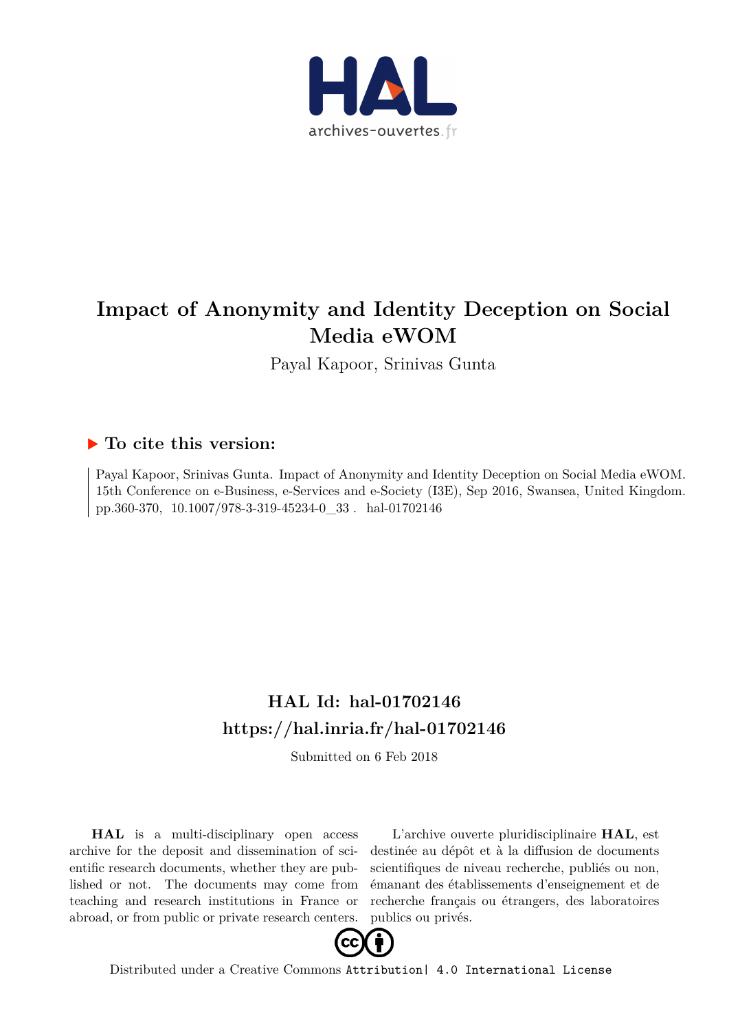# Impact of Anonymity and Identity Deception on Social Media eWOM

Payal Kapoor, Srinivas Gunta

## To cite this version:

Payal Kapoor, Srinivas Gunta. Impact of Anonymity and Identity Deception on Social Media eWOM. 15th Conference on e-Business, e-Services and e-Society (I3E), Sep 2016, Swansea, United Kingdom. pp.360-370, 10.1007/978-3-319-45234-0_33 . hal-01702146

## HAL Id: hal-01702146
## https://hal.inria.fr/hal-01702146

Submitted on 6 Feb 2018

**HAL** is a multi-disciplinary open access archive for the deposit and dissemination of scientific research documents, whether they are published or not. The documents may come from teaching and research institutions in France or abroad, or from public or private research centers.

L'archive ouverte pluridisciplinaire **HAL**, est destinée au dépôt et à la diffusion de documents scientifiques de niveau recherche, publiés ou non, émanant des établissements d'enseignement et de recherche français ou étrangers, des laboratoires publics ou privés.

Distributed under a Creative Commons Attribution| 4.0 International License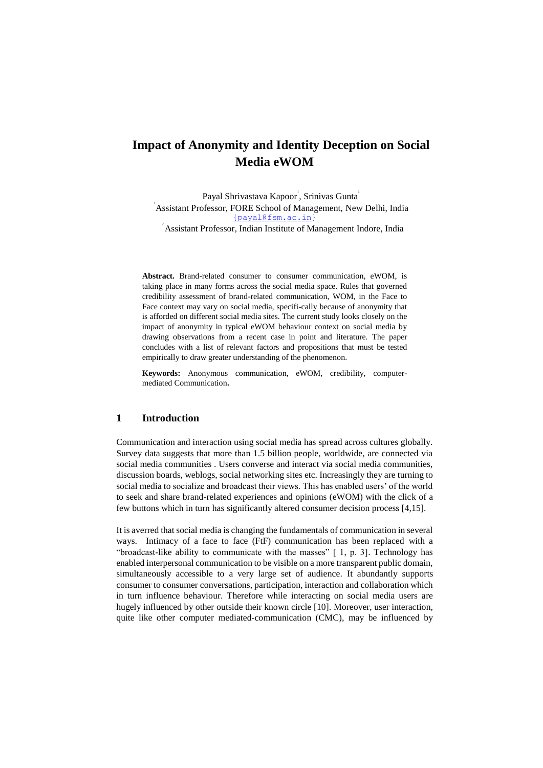# Impact of Anonymity and Identity Deception on Social Media eWOM

Payal Shrivastava Kapoor[1], Srinivas Gunta[2]

[1]Assistant Professor, FORE School of Management, New Delhi, India
{payal@fsm.ac.in}

[2]Assistant Professor, Indian Institute of Management Indore, India

**Abstract.** Brand-related consumer to consumer communication, eWOM, is taking place in many forms across the social media space. Rules that governed credibility assessment of brand-related communication, WOM, in the Face to Face context may vary on social media, specifi-cally because of anonymity that is afforded on different social media sites. The current study looks closely on the impact of anonymity in typical eWOM behaviour context on social media by drawing observations from a recent case in point and literature. The paper concludes with a list of relevant factors and propositions that must be tested empirically to draw greater understanding of the phenomenon.

**Keywords:** Anonymous communication, eWOM, credibility, computer-mediated Communication**.**

## 1 Introduction

Communication and interaction using social media has spread across cultures globally. Survey data suggests that more than 1.5 billion people, worldwide, are connected via social media communities . Users converse and interact via social media communities, discussion boards, weblogs, social networking sites etc. Increasingly they are turning to social media to socialize and broadcast their views. This has enabled users' of the world to seek and share brand-related experiences and opinions (eWOM) with the click of a few buttons which in turn has significantly altered consumer decision process [4,15].

It is averred that social media is changing the fundamentals of communication in several ways. Intimacy of a face to face (FtF) communication has been replaced with a "broadcast-like ability to communicate with the masses" [ 1, p. 3]. Technology has enabled interpersonal communication to be visible on a more transparent public domain, simultaneously accessible to a very large set of audience. It abundantly supports consumer to consumer conversations, participation, interaction and collaboration which in turn influence behaviour. Therefore while interacting on social media users are hugely influenced by other outside their known circle [10]. Moreover, user interaction, quite like other computer mediated-communication (CMC), may be influenced by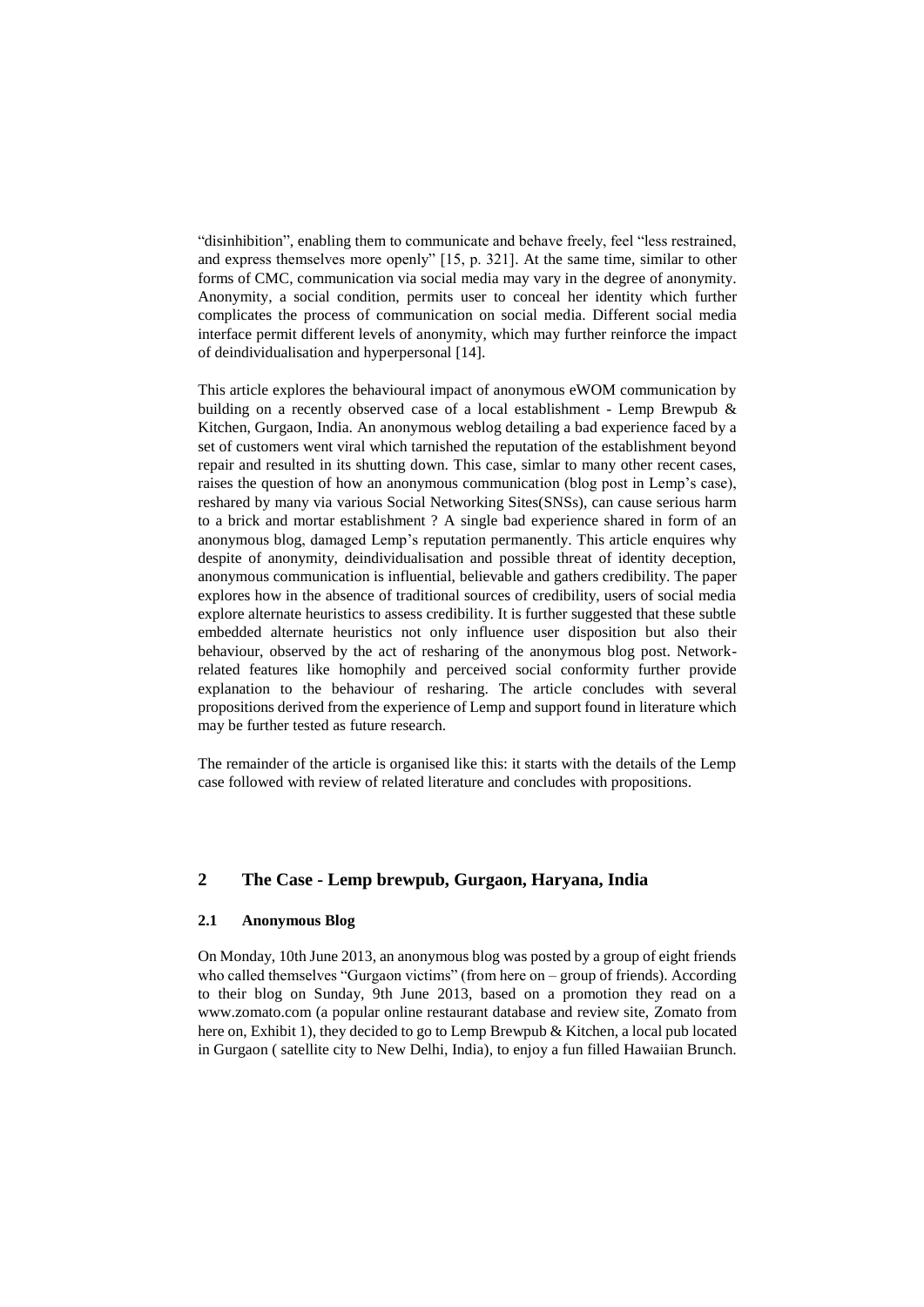"disinhibition", enabling them to communicate and behave freely, feel "less restrained, and express themselves more openly" [15, p. 321]. At the same time, similar to other forms of CMC, communication via social media may vary in the degree of anonymity. Anonymity, a social condition, permits user to conceal her identity which further complicates the process of communication on social media. Different social media interface permit different levels of anonymity, which may further reinforce the impact of deindividualisation and hyperpersonal [14].

This article explores the behavioural impact of anonymous eWOM communication by building on a recently observed case of a local establishment - Lemp Brewpub & Kitchen, Gurgaon, India. An anonymous weblog detailing a bad experience faced by a set of customers went viral which tarnished the reputation of the establishment beyond repair and resulted in its shutting down. This case, simlar to many other recent cases, raises the question of how an anonymous communication (blog post in Lemp's case), reshared by many via various Social Networking Sites(SNSs), can cause serious harm to a brick and mortar establishment ? A single bad experience shared in form of an anonymous blog, damaged Lemp's reputation permanently. This article enquires why despite of anonymity, deindividualisation and possible threat of identity deception, anonymous communication is influential, believable and gathers credibility. The paper explores how in the absence of traditional sources of credibility, users of social media explore alternate heuristics to assess credibility. It is further suggested that these subtle embedded alternate heuristics not only influence user disposition but also their behaviour, observed by the act of resharing of the anonymous blog post. Network-related features like homophily and perceived social conformity further provide explanation to the behaviour of resharing. The article concludes with several propositions derived from the experience of Lemp and support found in literature which may be further tested as future research.

The remainder of the article is organised like this: it starts with the details of the Lemp case followed with review of related literature and concludes with propositions.

## 2 The Case - Lemp brewpub, Gurgaon, Haryana, India

### 2.1 Anonymous Blog

On Monday, 10th June 2013, an anonymous blog was posted by a group of eight friends who called themselves "Gurgaon victims" (from here on – group of friends). According to their blog on Sunday, 9th June 2013, based on a promotion they read on a www.zomato.com (a popular online restaurant database and review site, Zomato from here on, Exhibit 1), they decided to go to Lemp Brewpub & Kitchen, a local pub located in Gurgaon ( satellite city to New Delhi, India), to enjoy a fun filled Hawaiian Brunch.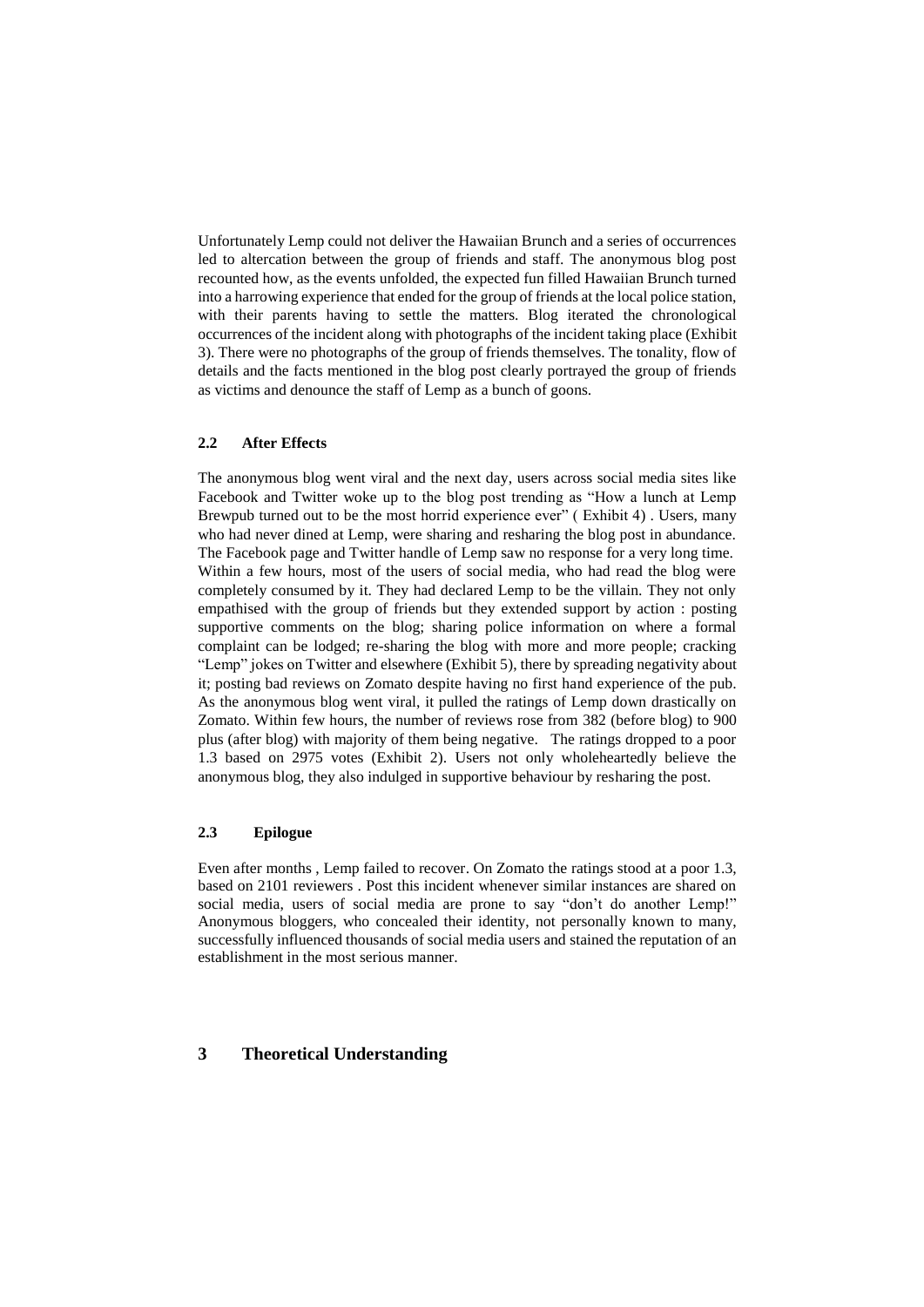Unfortunately Lemp could not deliver the Hawaiian Brunch and a series of occurrences led to altercation between the group of friends and staff. The anonymous blog post recounted how, as the events unfolded, the expected fun filled Hawaiian Brunch turned into a harrowing experience that ended for the group of friends at the local police station, with their parents having to settle the matters. Blog iterated the chronological occurrences of the incident along with photographs of the incident taking place (Exhibit 3). There were no photographs of the group of friends themselves. The tonality, flow of details and the facts mentioned in the blog post clearly portrayed the group of friends as victims and denounce the staff of Lemp as a bunch of goons.

### 2.2 After Effects

The anonymous blog went viral and the next day, users across social media sites like Facebook and Twitter woke up to the blog post trending as "How a lunch at Lemp Brewpub turned out to be the most horrid experience ever" ( Exhibit 4) . Users, many who had never dined at Lemp, were sharing and resharing the blog post in abundance. The Facebook page and Twitter handle of Lemp saw no response for a very long time. Within a few hours, most of the users of social media, who had read the blog were completely consumed by it. They had declared Lemp to be the villain. They not only empathised with the group of friends but they extended support by action : posting supportive comments on the blog; sharing police information on where a formal complaint can be lodged; re-sharing the blog with more and more people; cracking "Lemp" jokes on Twitter and elsewhere (Exhibit 5), there by spreading negativity about it; posting bad reviews on Zomato despite having no first hand experience of the pub. As the anonymous blog went viral, it pulled the ratings of Lemp down drastically on Zomato. Within few hours, the number of reviews rose from 382 (before blog) to 900 plus (after blog) with majority of them being negative. The ratings dropped to a poor 1.3 based on 2975 votes (Exhibit 2). Users not only wholeheartedly believe the anonymous blog, they also indulged in supportive behaviour by resharing the post.

### 2.3 Epilogue

Even after months , Lemp failed to recover. On Zomato the ratings stood at a poor 1.3, based on 2101 reviewers . Post this incident whenever similar instances are shared on social media, users of social media are prone to say "don't do another Lemp!" Anonymous bloggers, who concealed their identity, not personally known to many, successfully influenced thousands of social media users and stained the reputation of an establishment in the most serious manner.

## 3 Theoretical Understanding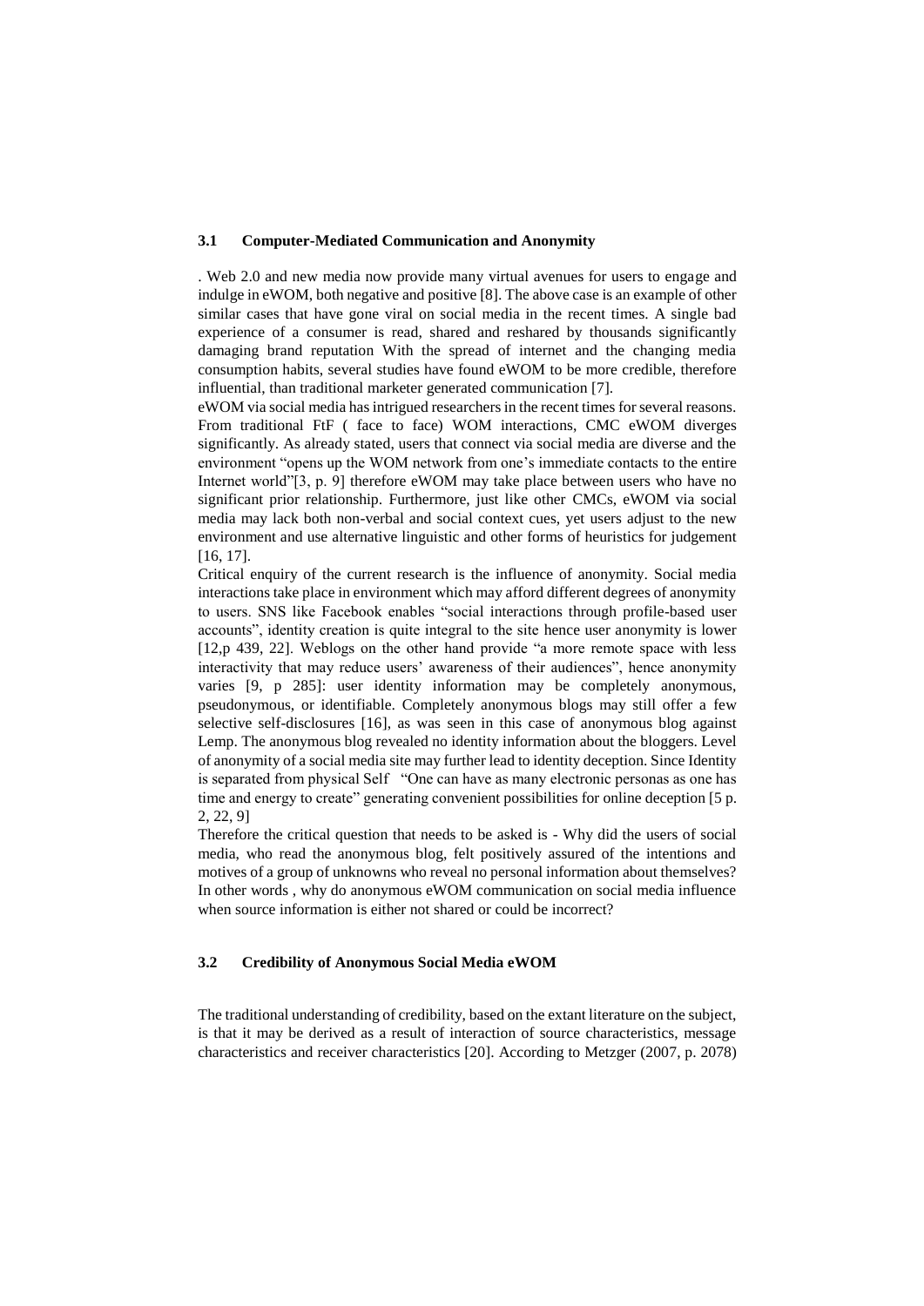### 3.1 Computer-Mediated Communication and Anonymity

. Web 2.0 and new media now provide many virtual avenues for users to engage and indulge in eWOM, both negative and positive [8]. The above case is an example of other similar cases that have gone viral on social media in the recent times. A single bad experience of a consumer is read, shared and reshared by thousands significantly damaging brand reputation With the spread of internet and the changing media consumption habits, several studies have found eWOM to be more credible, therefore influential, than traditional marketer generated communication [7].

eWOM via social media has intrigued researchers in the recent times for several reasons. From traditional FtF ( face to face) WOM interactions, CMC eWOM diverges significantly. As already stated, users that connect via social media are diverse and the environment "opens up the WOM network from one's immediate contacts to the entire Internet world"[3, p. 9] therefore eWOM may take place between users who have no significant prior relationship. Furthermore, just like other CMCs, eWOM via social media may lack both non-verbal and social context cues, yet users adjust to the new environment and use alternative linguistic and other forms of heuristics for judgement [16, 17].

Critical enquiry of the current research is the influence of anonymity. Social media interactions take place in environment which may afford different degrees of anonymity to users. SNS like Facebook enables "social interactions through profile-based user accounts", identity creation is quite integral to the site hence user anonymity is lower [12,p 439, 22]. Weblogs on the other hand provide "a more remote space with less interactivity that may reduce users' awareness of their audiences", hence anonymity varies [9, p 285]: user identity information may be completely anonymous, pseudonymous, or identifiable. Completely anonymous blogs may still offer a few selective self-disclosures [16], as was seen in this case of anonymous blog against Lemp. The anonymous blog revealed no identity information about the bloggers. Level of anonymity of a social media site may further lead to identity deception. Since Identity is separated from physical Self "One can have as many electronic personas as one has time and energy to create" generating convenient possibilities for online deception [5 p. 2, 22, 9]

Therefore the critical question that needs to be asked is - Why did the users of social media, who read the anonymous blog, felt positively assured of the intentions and motives of a group of unknowns who reveal no personal information about themselves? In other words , why do anonymous eWOM communication on social media influence when source information is either not shared or could be incorrect?

### 3.2 Credibility of Anonymous Social Media eWOM

The traditional understanding of credibility, based on the extant literature on the subject, is that it may be derived as a result of interaction of source characteristics, message characteristics and receiver characteristics [20]. According to Metzger (2007, p. 2078)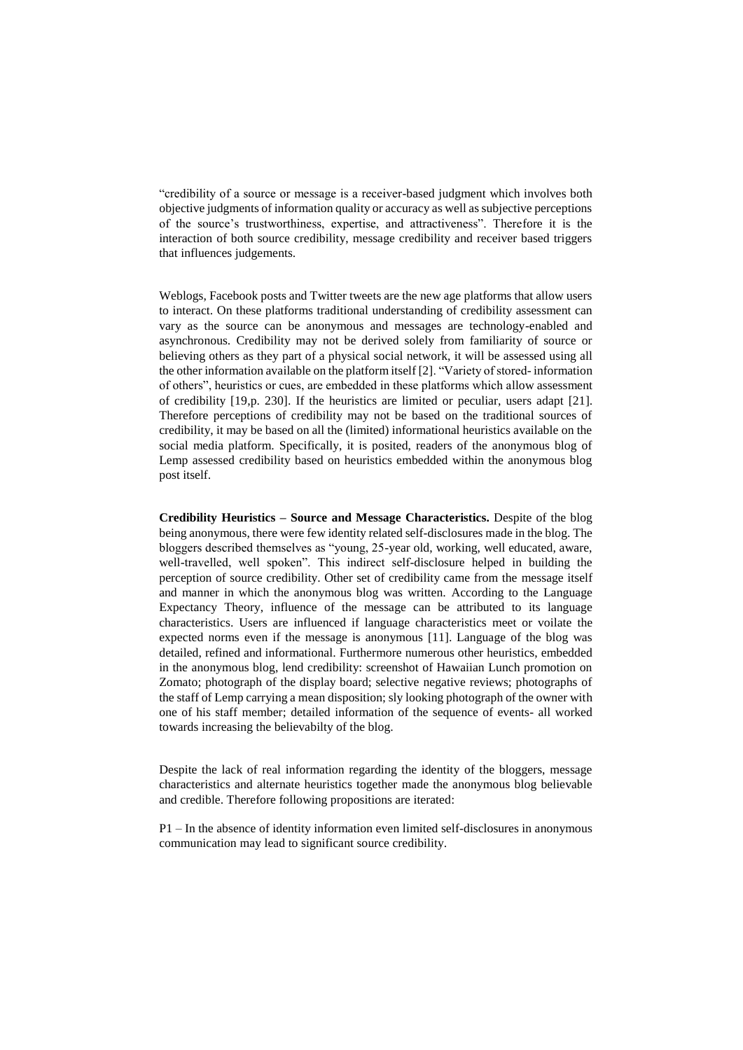"credibility of a source or message is a receiver-based judgment which involves both objective judgments of information quality or accuracy as well as subjective perceptions of the source's trustworthiness, expertise, and attractiveness". Therefore it is the interaction of both source credibility, message credibility and receiver based triggers that influences judgements.

Weblogs, Facebook posts and Twitter tweets are the new age platforms that allow users to interact. On these platforms traditional understanding of credibility assessment can vary as the source can be anonymous and messages are technology-enabled and asynchronous. Credibility may not be derived solely from familiarity of source or believing others as they part of a physical social network, it will be assessed using all the other information available on the platform itself [2]. "Variety of stored- information of others", heuristics or cues, are embedded in these platforms which allow assessment of credibility [19,p. 230]. If the heuristics are limited or peculiar, users adapt [21]. Therefore perceptions of credibility may not be based on the traditional sources of credibility, it may be based on all the (limited) informational heuristics available on the social media platform. Specifically, it is posited, readers of the anonymous blog of Lemp assessed credibility based on heuristics embedded within the anonymous blog post itself.

**Credibility Heuristics – Source and Message Characteristics.** Despite of the blog being anonymous, there were few identity related self-disclosures made in the blog. The bloggers described themselves as "young, 25-year old, working, well educated, aware, well-travelled, well spoken". This indirect self-disclosure helped in building the perception of source credibility. Other set of credibility came from the message itself and manner in which the anonymous blog was written. According to the Language Expectancy Theory, influence of the message can be attributed to its language characteristics. Users are influenced if language characteristics meet or voilate the expected norms even if the message is anonymous [11]. Language of the blog was detailed, refined and informational. Furthermore numerous other heuristics, embedded in the anonymous blog, lend credibility: screenshot of Hawaiian Lunch promotion on Zomato; photograph of the display board; selective negative reviews; photographs of the staff of Lemp carrying a mean disposition; sly looking photograph of the owner with one of his staff member; detailed information of the sequence of events- all worked towards increasing the believabilty of the blog.

Despite the lack of real information regarding the identity of the bloggers, message characteristics and alternate heuristics together made the anonymous blog believable and credible. Therefore following propositions are iterated:

P1 – In the absence of identity information even limited self-disclosures in anonymous communication may lead to significant source credibility.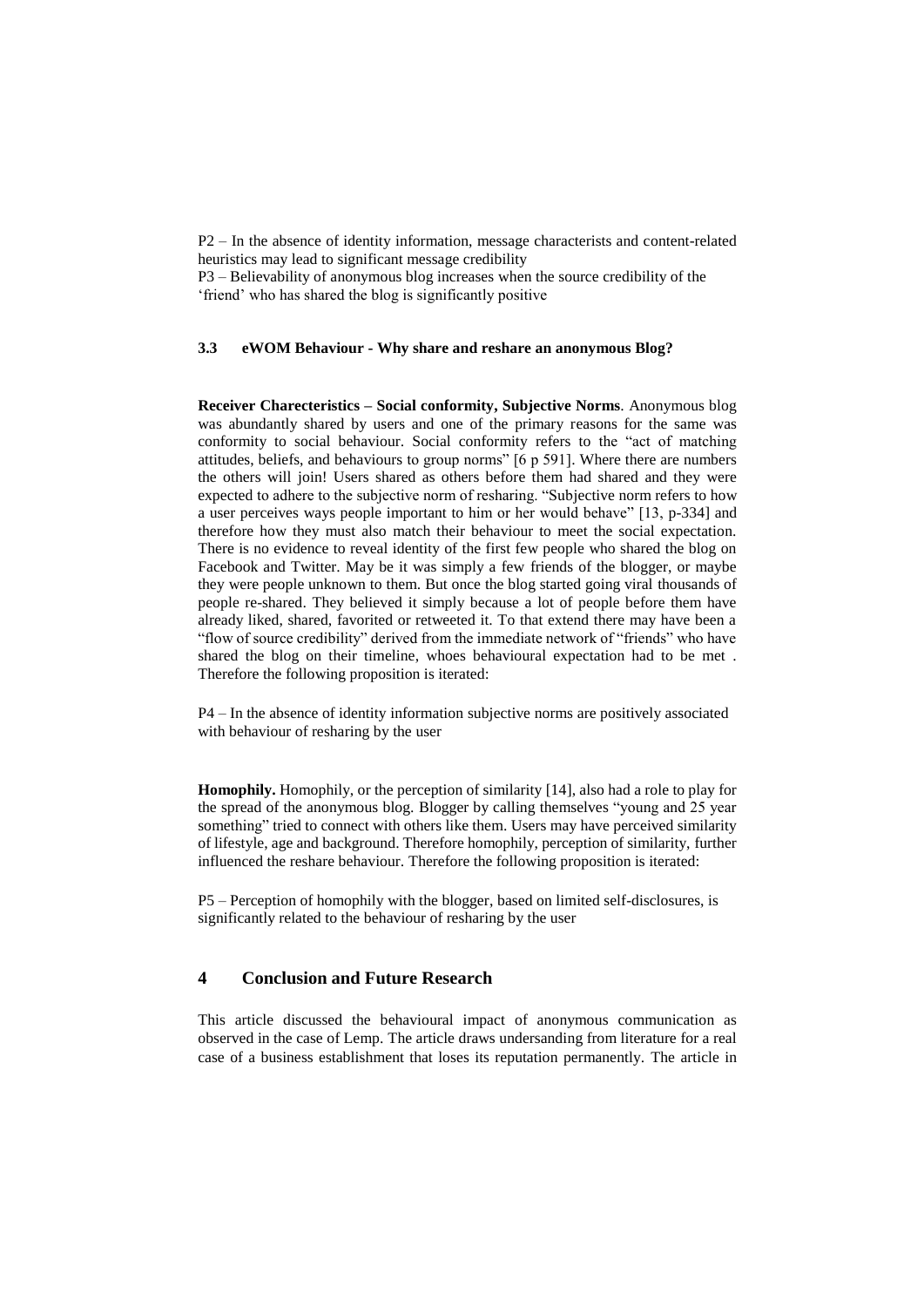P2 – In the absence of identity information, message characterists and content-related heuristics may lead to significant message credibility

P3 – Believability of anonymous blog increases when the source credibility of the 'friend' who has shared the blog is significantly positive

### 3.3 eWOM Behaviour - Why share and reshare an anonymous Blog?

**Receiver Charecteristics – Social conformity, Subjective Norms**. Anonymous blog was abundantly shared by users and one of the primary reasons for the same was conformity to social behaviour. Social conformity refers to the "act of matching attitudes, beliefs, and behaviours to group norms" [6 p 591]. Where there are numbers the others will join! Users shared as others before them had shared and they were expected to adhere to the subjective norm of resharing. "Subjective norm refers to how a user perceives ways people important to him or her would behave" [13, p-334] and therefore how they must also match their behaviour to meet the social expectation. There is no evidence to reveal identity of the first few people who shared the blog on Facebook and Twitter. May be it was simply a few friends of the blogger, or maybe they were people unknown to them. But once the blog started going viral thousands of people re-shared. They believed it simply because a lot of people before them have already liked, shared, favorited or retweeted it. To that extend there may have been a "flow of source credibility" derived from the immediate network of "friends" who have shared the blog on their timeline, whoes behavioural expectation had to be met . Therefore the following proposition is iterated:

P4 – In the absence of identity information subjective norms are positively associated with behaviour of resharing by the user

**Homophily.** Homophily, or the perception of similarity [14], also had a role to play for the spread of the anonymous blog. Blogger by calling themselves "young and 25 year something" tried to connect with others like them. Users may have perceived similarity of lifestyle, age and background. Therefore homophily, perception of similarity, further influenced the reshare behaviour. Therefore the following proposition is iterated:

P5 – Perception of homophily with the blogger, based on limited self-disclosures, is significantly related to the behaviour of resharing by the user

## 4 Conclusion and Future Research

This article discussed the behavioural impact of anonymous communication as observed in the case of Lemp. The article draws undersanding from literature for a real case of a business establishment that loses its reputation permanently. The article in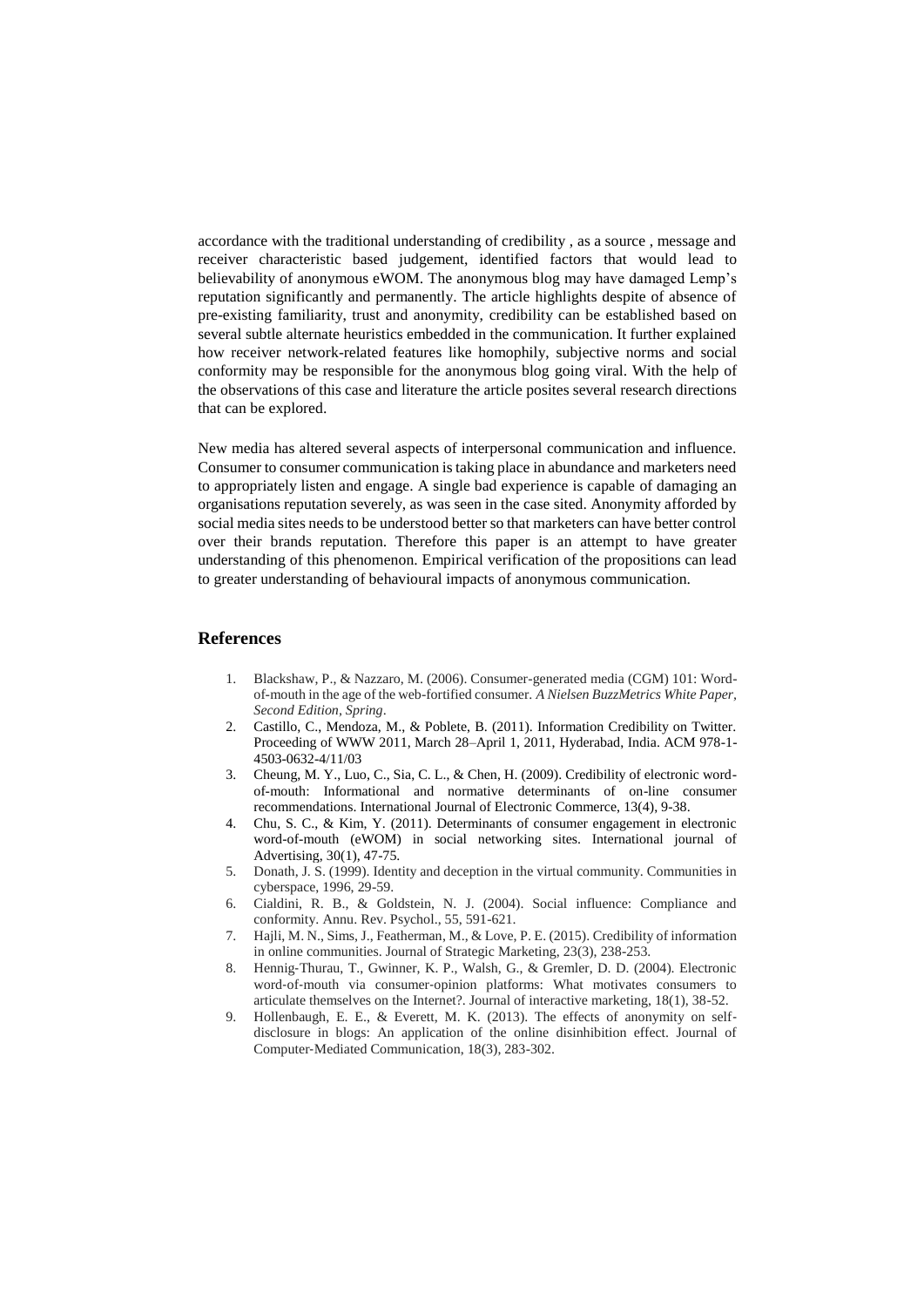accordance with the traditional understanding of credibility , as a source , message and receiver characteristic based judgement, identified factors that would lead to believability of anonymous eWOM. The anonymous blog may have damaged Lemp's reputation significantly and permanently. The article highlights despite of absence of pre-existing familiarity, trust and anonymity, credibility can be established based on several subtle alternate heuristics embedded in the communication. It further explained how receiver network-related features like homophily, subjective norms and social conformity may be responsible for the anonymous blog going viral. With the help of the observations of this case and literature the article posites several research directions that can be explored.

New media has altered several aspects of interpersonal communication and influence. Consumer to consumer communication is taking place in abundance and marketers need to appropriately listen and engage. A single bad experience is capable of damaging an organisations reputation severely, as was seen in the case sited. Anonymity afforded by social media sites needs to be understood better so that marketers can have better control over their brands reputation. Therefore this paper is an attempt to have greater understanding of this phenomenon. Empirical verification of the propositions can lead to greater understanding of behavioural impacts of anonymous communication.

## References

1. Blackshaw, P., & Nazzaro, M. (2006). Consumer-generated media (CGM) 101: Word-of-mouth in the age of the web-fortified consumer. *A Nielsen BuzzMetrics White Paper, Second Edition, Spring*.
2. Castillo, C., Mendoza, M., & Poblete, B. (2011). Information Credibility on Twitter. Proceeding of WWW 2011, March 28–April 1, 2011, Hyderabad, India. ACM 978-1-4503-0632-4/11/03
3. Cheung, M. Y., Luo, C., Sia, C. L., & Chen, H. (2009). Credibility of electronic word-of-mouth: Informational and normative determinants of on-line consumer recommendations. International Journal of Electronic Commerce, 13(4), 9-38.
4. Chu, S. C., & Kim, Y. (2011). Determinants of consumer engagement in electronic word-of-mouth (eWOM) in social networking sites. International journal of Advertising, 30(1), 47-75.
5. Donath, J. S. (1999). Identity and deception in the virtual community. Communities in cyberspace, 1996, 29-59.
6. Cialdini, R. B., & Goldstein, N. J. (2004). Social influence: Compliance and conformity. Annu. Rev. Psychol., 55, 591-621.
7. Hajli, M. N., Sims, J., Featherman, M., & Love, P. E. (2015). Credibility of information in online communities. Journal of Strategic Marketing, 23(3), 238-253.
8. Hennig-Thurau, T., Gwinner, K. P., Walsh, G., & Gremler, D. D. (2004). Electronic word-of-mouth via consumer-opinion platforms: What motivates consumers to articulate themselves on the Internet?. Journal of interactive marketing, 18(1), 38-52.
9. Hollenbaugh, E. E., & Everett, M. K. (2013). The effects of anonymity on self-disclosure in blogs: An application of the online disinhibition effect. Journal of Computer-Mediated Communication, 18(3), 283-302.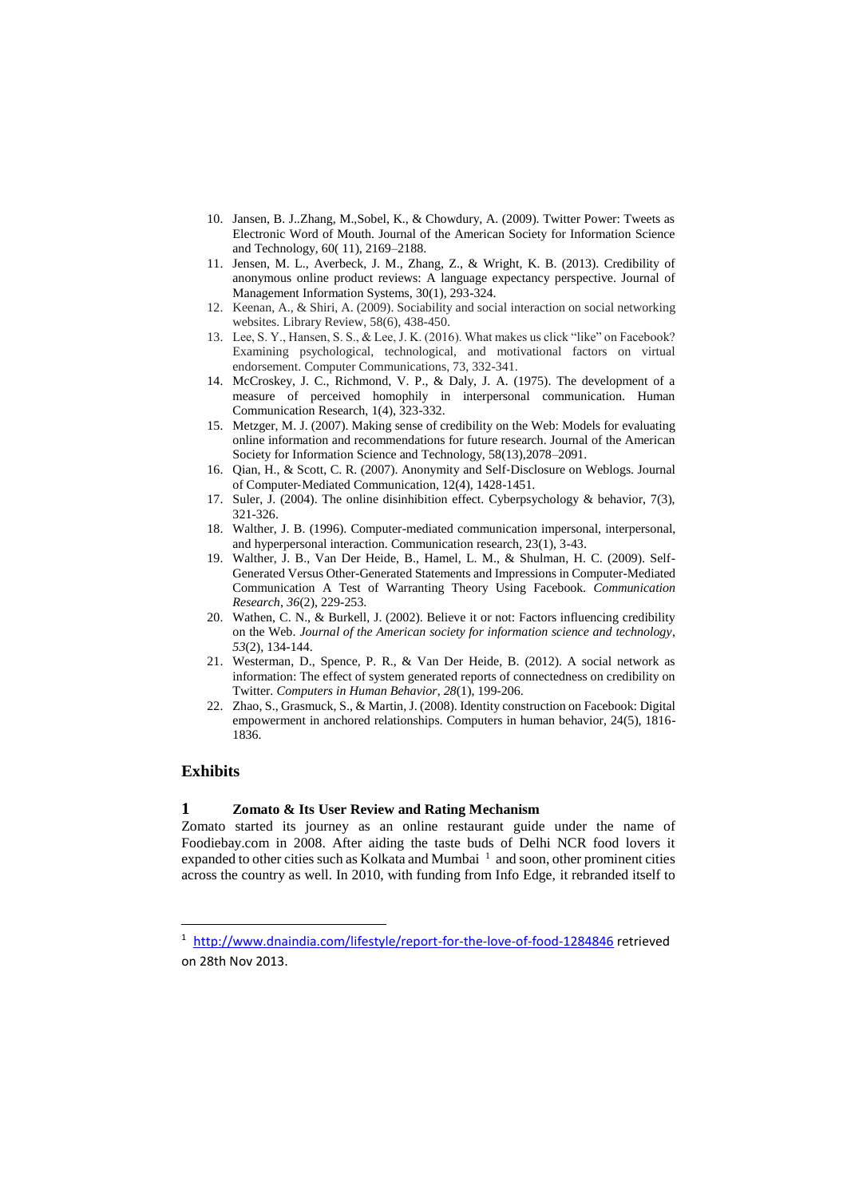10. Jansen, B. J..Zhang, M.,Sobel, K., & Chowdury, A. (2009). Twitter Power: Tweets as Electronic Word of Mouth. Journal of the American Society for Information Science and Technology, 60( 11), 2169–2188.
11. Jensen, M. L., Averbeck, J. M., Zhang, Z., & Wright, K. B. (2013). Credibility of anonymous online product reviews: A language expectancy perspective. Journal of Management Information Systems, 30(1), 293-324.
12. Keenan, A., & Shiri, A. (2009). Sociability and social interaction on social networking websites. Library Review, 58(6), 438-450.
13. Lee, S. Y., Hansen, S. S., & Lee, J. K. (2016). What makes us click "like" on Facebook? Examining psychological, technological, and motivational factors on virtual endorsement. Computer Communications, 73, 332-341.
14. McCroskey, J. C., Richmond, V. P., & Daly, J. A. (1975). The development of a measure of perceived homophily in interpersonal communication. Human Communication Research, 1(4), 323-332.
15. Metzger, M. J. (2007). Making sense of credibility on the Web: Models for evaluating online information and recommendations for future research. Journal of the American Society for Information Science and Technology, 58(13),2078–2091.
16. Qian, H., & Scott, C. R. (2007). Anonymity and Self‐Disclosure on Weblogs. Journal of Computer‐Mediated Communication, 12(4), 1428-1451.
17. Suler, J. (2004). The online disinhibition effect. Cyberpsychology & behavior, 7(3), 321-326.
18. Walther, J. B. (1996). Computer-mediated communication impersonal, interpersonal, and hyperpersonal interaction. Communication research, 23(1), 3-43.
19. Walther, J. B., Van Der Heide, B., Hamel, L. M., & Shulman, H. C. (2009). Self-Generated Versus Other-Generated Statements and Impressions in Computer-Mediated Communication A Test of Warranting Theory Using Facebook. *Communication Research*, *36*(2), 229-253.
20. Wathen, C. N., & Burkell, J. (2002). Believe it or not: Factors influencing credibility on the Web. *Journal of the American society for information science and technology*, *53*(2), 134-144.
21. Westerman, D., Spence, P. R., & Van Der Heide, B. (2012). A social network as information: The effect of system generated reports of connectedness on credibility on Twitter. *Computers in Human Behavior*, *28*(1), 199-206.
22. Zhao, S., Grasmuck, S., & Martin, J. (2008). Identity construction on Facebook: Digital empowerment in anchored relationships. Computers in human behavior, 24(5), 1816-1836.

## Exhibits

### 1 Zomato & Its User Review and Rating Mechanism

Zomato started its journey as an online restaurant guide under the name of Foodiebay.com in 2008. After aiding the taste buds of Delhi NCR food lovers it expanded to other cities such as Kolkata and Mumbai [1] and soon, other prominent cities across the country as well. In 2010, with funding from Info Edge, it rebranded itself to

[1] http://www.dnaindia.com/lifestyle/report-for-the-love-of-food-1284846 retrieved on 28th Nov 2013.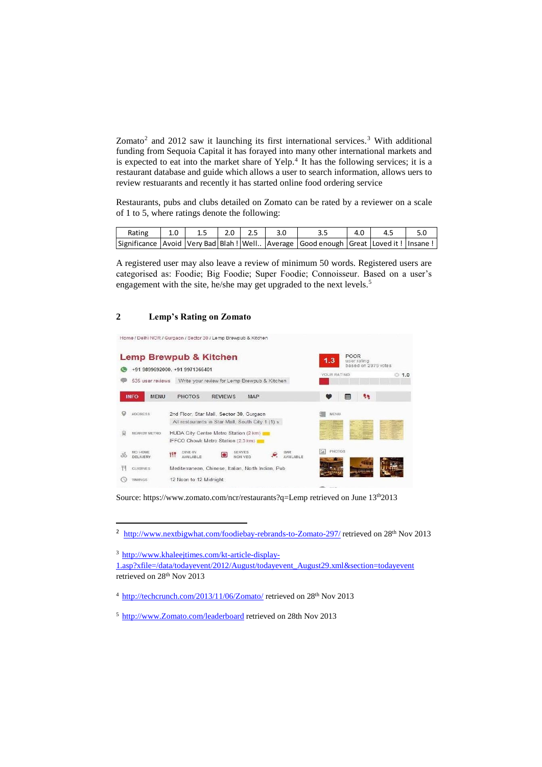Zomato[2] and 2012 saw it launching its first international services.[3] With additional funding from Sequoia Capital it has forayed into many other international markets and is expected to eat into the market share of Yelp.[4] It has the following services; it is a restaurant database and guide which allows a user to search information, allows uers to review restuarants and recently it has started online food ordering service

Restaurants, pubs and clubs detailed on Zomato can be rated by a reviewer on a scale of 1 to 5, where ratings denote the following:

| Rating | 1.0 | 1.5 | 2.0 | 2.5 | 3.0 | 3.5 | 4.0 | 4.5 | 5.0 |
|---|---|---|---|---|---|---|---|---|---|
| Significance | Avoid | Very Bad | Blah ! | Well.. | Average | Good enough | Great | Loved it ! | Insane ! |

A registered user may also leave a review of minimum 50 words. Registered users are categorised as: Foodie; Big Foodie; Super Foodie; Connoisseur. Based on a user's engagement with the site, he/she may get upgraded to the next levels.[5]

## 2 Lemp's Rating on Zomato

Home / Delhi NCR / Gurgaon / Sector 30 / Lemp Brewpub & Kitchen

Lemp Brewpub & Kitchen

+91 9899692000, +91 9971366401

535 user reviews Write your review for Lemp Brewpub & Kitchen

1.3 POOR user rating based on 2975 votes

YOUR RATING 1.0

INFO MENU PHOTOS REVIEWS MAP

ADDRESS 2nd Floor, Star Mall, Sector 30, Gurgaon
All restaurants in Star Mall, South City 1 (1)

NEARBY METRO HUDA City Centre Metro Station (2 km)
IFFCO Chowk Metro Station (2.3 km)

NO HOME DELIVERY DINE-IN AVAILABLE SERVES NON VEG BAR AVAILABLE

CUISINES Mediterranean, Chinese, Italian, North Indian, Pub

TIMINGS 12 Noon to 12 Midnight

MENU

PHOTOS

Source: https://www.zomato.com/ncr/restaurants?q=Lemp retrieved on June 13th2013

---

[2] http://www.nextbigwhat.com/foodiebay-rebrands-to-Zomato-297/ retrieved on 28th Nov 2013

[3] http://www.khaleejtimes.com/kt-article-display-1.asp?xfile=/data/todayevent/2012/August/todayevent_August29.xml&section=todayevent retrieved on 28th Nov 2013

[4] http://techcrunch.com/2013/11/06/Zomato/ retrieved on 28th Nov 2013

[5] http://www.Zomato.com/leaderboard retrieved on 28th Nov 2013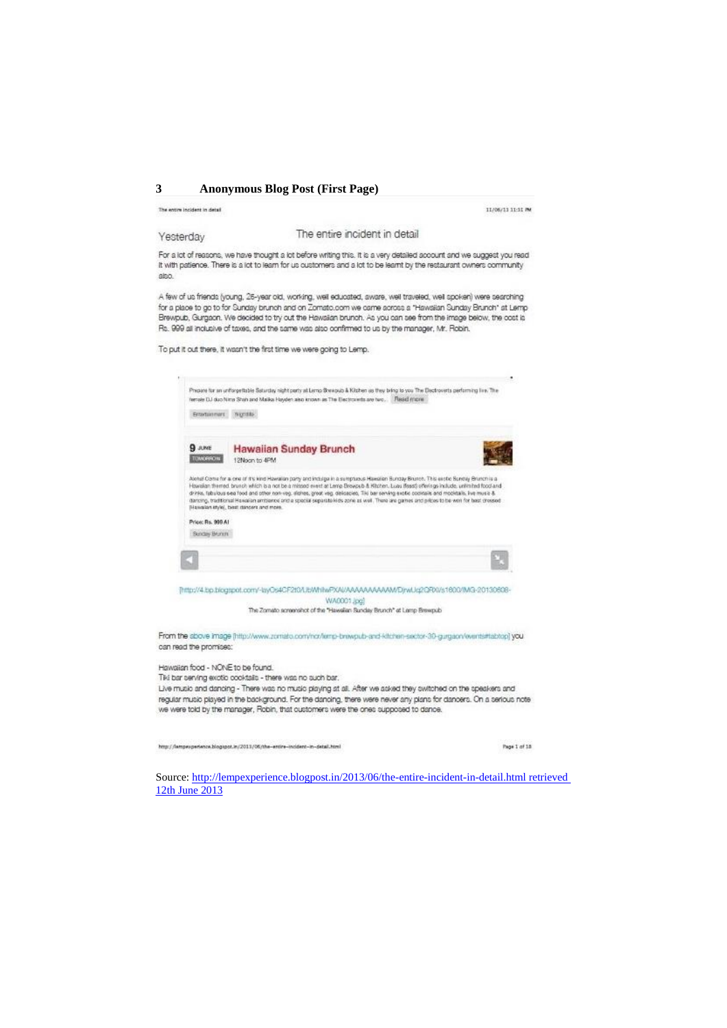## 3 Anonymous Blog Post (First Page)

The entire incident in detail 11/06/13 11:31 PM

Yesterday

### The entire incident in detail

For a lot of reasons, we have thought a lot before writing this. It is a very detailed account and we suggest you read it with patience. There is a lot to learn for us customers and a lot to be learnt by the restaurant owners community also.

A few of us friends (young, 26-year old, working, well educated, aware, well traveled, well spoken) were searching for a place to go to for Sunday brunch and on Zomato.com we came across a "Hawaiian Sunday Brunch" at Lemp Brewpub, Gurgaon. We decided to try out the Hawaiian brunch. As you can see from the image below, the cost is Rs. 999 all inclusive of taxes, and the same was also confirmed to us by the manager, Mr. Robin.

To put it out there, it wasn't the first time we were going to Lemp.

Prepare for an unforgettable Saturday night party at Lemp Brewpub & Kitchen as they bring to you The Electrovertz performing live. The female DJ duo Nina Shah and Malika Hayden also known as The Electrovertz are two... Read more

Entertainment Nightlife

9 JUNE TOMORROW

**Hawaiian Sunday Brunch**

12Noon to 4PM

Aloha! Come for a one of it's kind Hawaiian party and indulge in a sumptuous Hawaiian Sunday Brunch. This exotic Sunday Brunch is a Hawaiian themed brunch which is a not be a missed event at Lemp Brewpub & Kitchen. Luau (feast) offerings include, unlimited food and drinks, fabulous sea food and other non-veg. dishes, great veg. delicacies, Tiki bar serving exotic cocktails and mocktails, live music & dancing, traditional Hawaiian ambience and a special separate kids zone as well. There are games and prizes to be won for best dressed (Hawaiian style), best dancers and more.

Price: Rs. 999 AI

Sunday Brunch

[http://4.bp.blogspot.com/-layOs4CF2t0/UbWhlwPXAI/AAAAAAAAAAM/DjrwUq2QRXI/s1600/IMG-20130608-WA0001.jpg]

The Zomato screenshot of the "Hawaiian Sunday Brunch" at Lemp Brewpub

From the above image [http://www.zomato.com/ncr/lemp-brewpub-and-kitchen-sector-30-gurgaon/events#tabtop] you can read the promises:

Hawaiian food - NONE to be found.
Tiki bar serving exotic cocktails - there was no such bar.
Live music and dancing - There was no music playing at all. After we asked they switched on the speakers and regular music played in the background. For the dancing, there were never any plans for dancers. On a serious note we were told by the manager, Robin, that customers were the ones supposed to dance.

http://lempexperience.blogspot.in/2013/06/the-entire-incident-in-detail.html

Source: http://lempexperience.blogspot.in/2013/06/the-entire-incident-in-detail.html retrieved 12th June 2013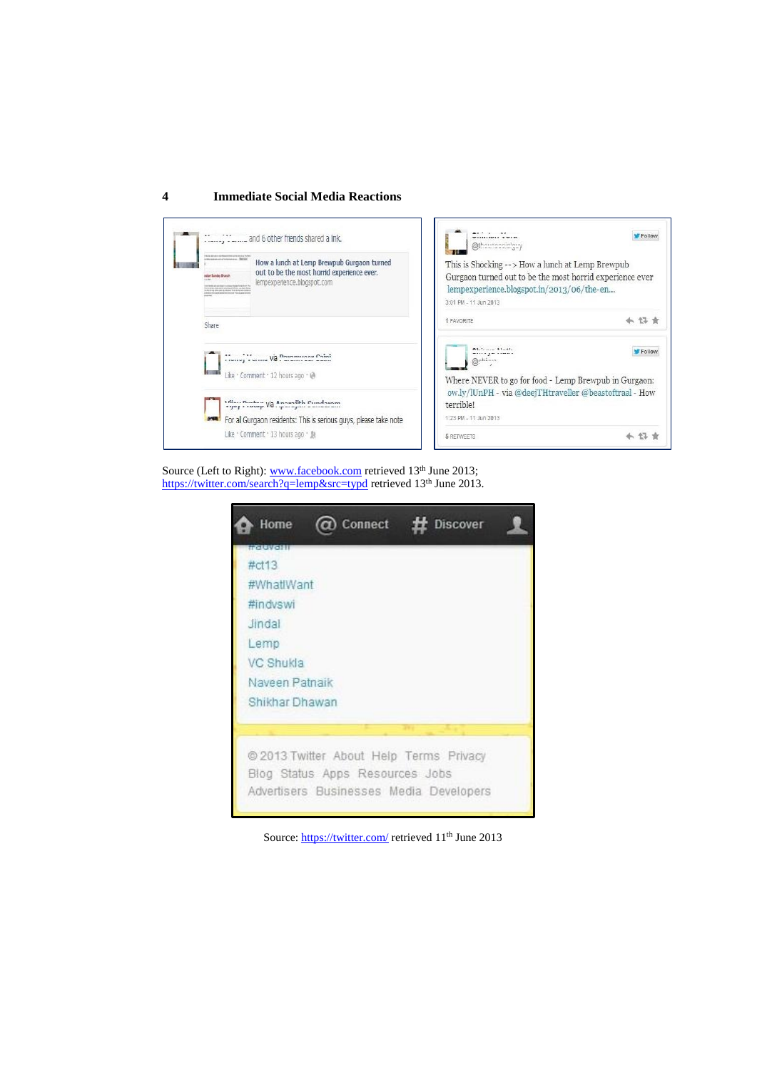## 4 Immediate Social Media Reactions

Source (Left to Right): www.facebook.com retrieved 13th June 2013; https://twitter.com/search?q=lemp&src=typd retrieved 13th June 2013.

Source: https://twitter.com/ retrieved 11th June 2013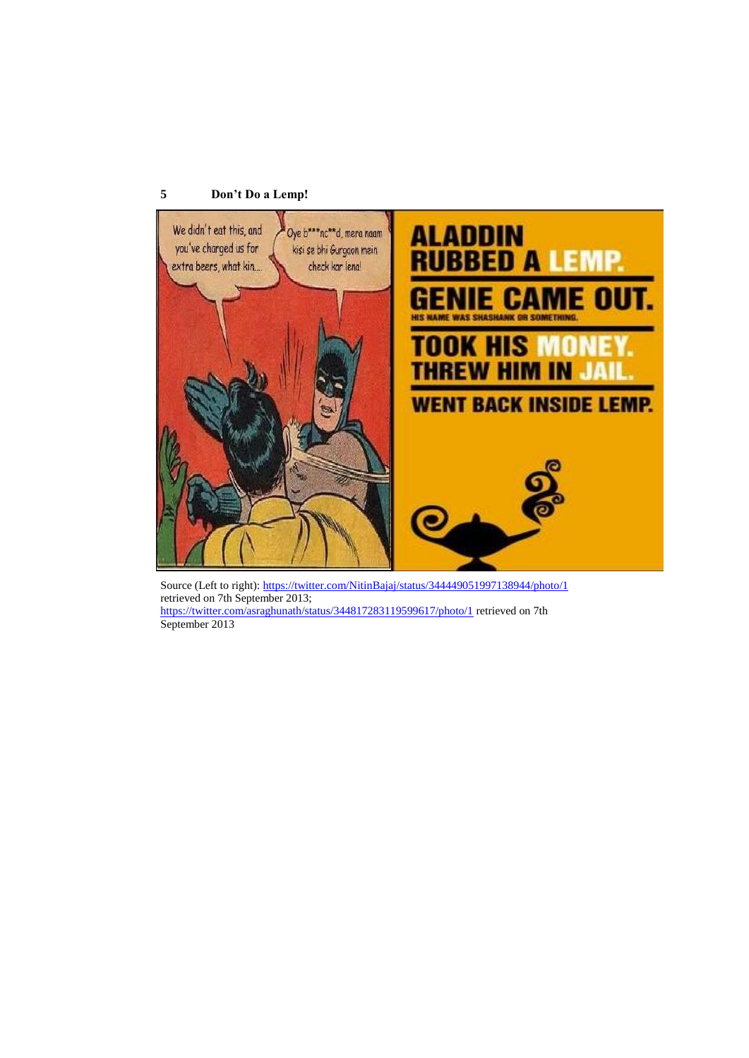## 5 Don't Do a Lemp!

Source (Left to right): https://twitter.com/NitinBajaj/status/344449051997138944/photo/1 retrieved on 7th September 2013;
https://twitter.com/asraghunath/status/344817283119599617/photo/1 retrieved on 7th September 2013